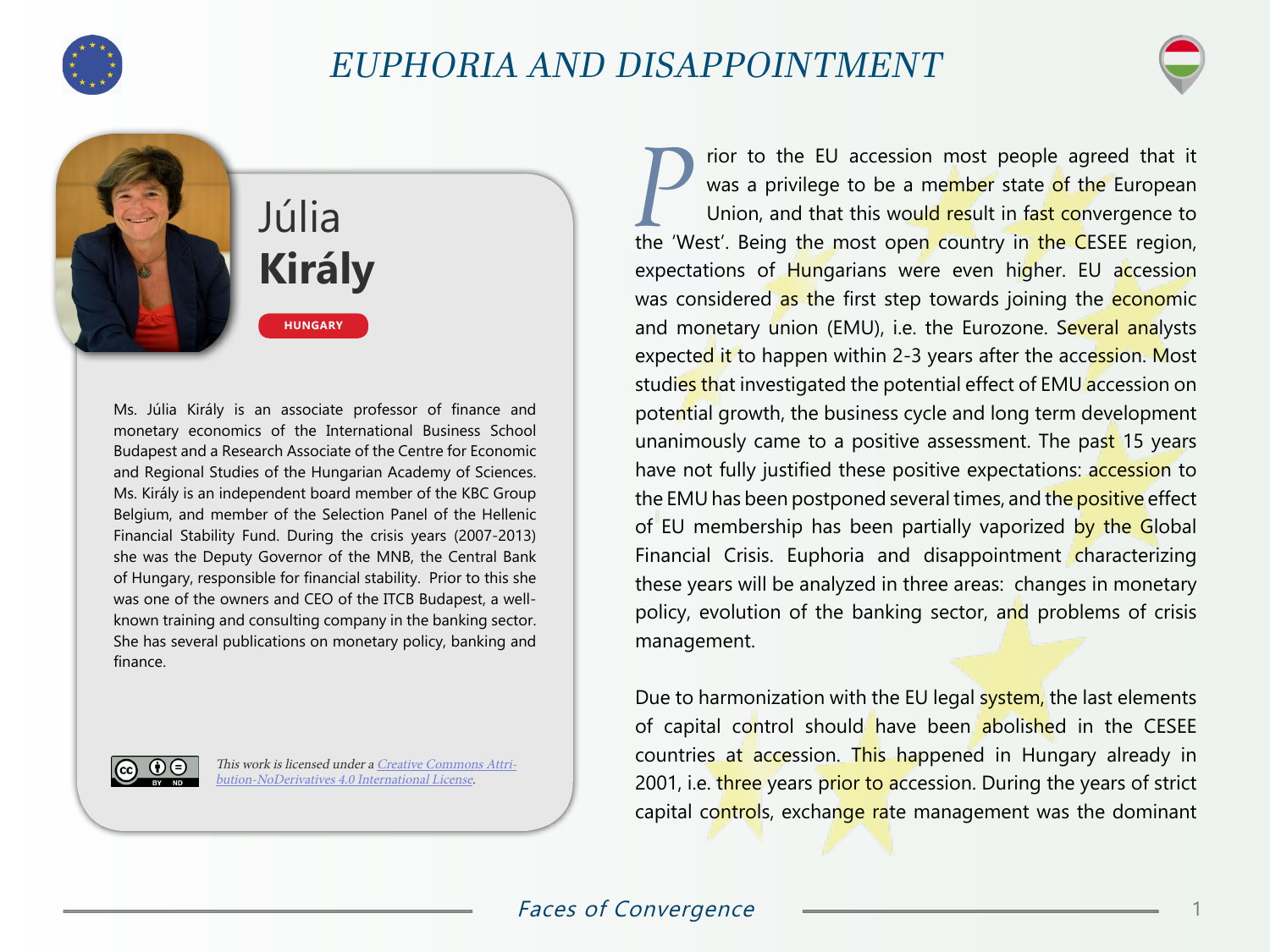# EUPHORIA AND DISAPPOINTMENT

## Júlia **Király**

HUNGARY

Ms. Júlia Király is an associate professor of finance and monetary economics of the International Business School Budapest and a Research Associate of the Centre for Economic and Regional Studies of the Hungarian Academy of Sciences. Ms. Király is an independent board member of the KBC Group Belgium, and member of the Selection Panel of the Hellenic Financial Stability Fund. During the crisis years (2007-2013) she was the Deputy Governor of the MNB, the Central Bank of Hungary, responsible for financial stability. Prior to this she was one of the owners and CEO of the ITCB Budapest, a well-known training and consulting company in the banking sector. She has several publications on monetary policy, banking and finance.

*This work is licensed under a Creative Commons Attribution-NoDerivatives 4.0 International License.*

Prior to the EU accession most people agreed that it was a privilege to be a member state of the European Union, and that this would result in fast convergence to the 'West'. Being the most open country in the CESEE region, expectations of Hungarians were even higher. EU accession was considered as the first step towards joining the economic and monetary union (EMU), i.e. the Eurozone. Several analysts expected it to happen within 2-3 years after the accession. Most studies that investigated the potential effect of EMU accession on potential growth, the business cycle and long term development unanimously came to a positive assessment. The past 15 years have not fully justified these positive expectations: accession to the EMU has been postponed several times, and the positive effect of EU membership has been partially vaporized by the Global Financial Crisis. Euphoria and disappointment characterizing these years will be analyzed in three areas: changes in monetary policy, evolution of the banking sector, and problems of crisis management.

Due to harmonization with the EU legal system, the last elements of capital control should have been abolished in the CESEE countries at accession. This happened in Hungary already in 2001, i.e. three years prior to accession. During the years of strict capital controls, exchange rate management was the dominant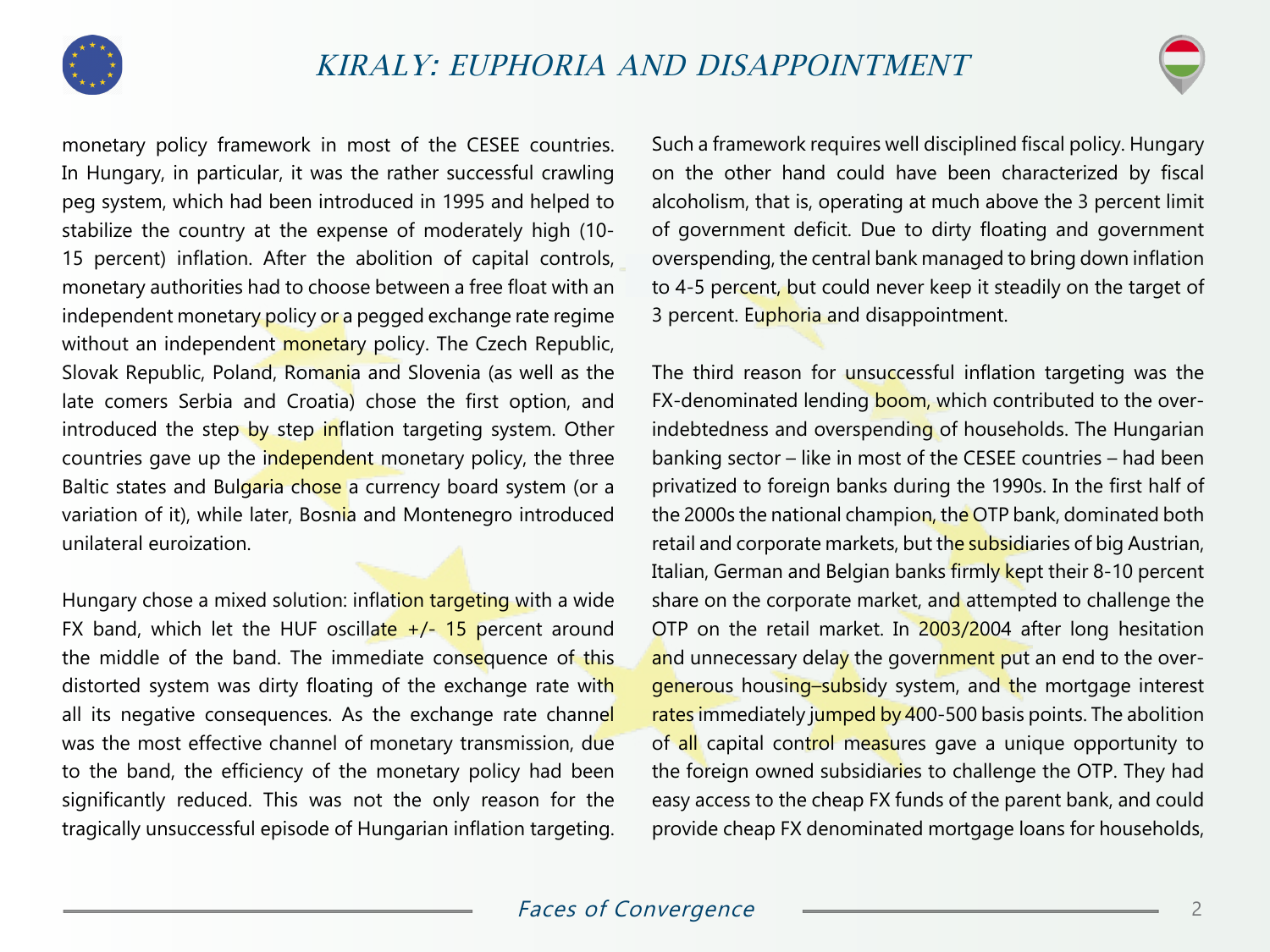monetary policy framework in most of the CESEE countries. In Hungary, in particular, it was the rather successful crawling peg system, which had been introduced in 1995 and helped to stabilize the country at the expense of moderately high (10-15 percent) inflation. After the abolition of capital controls, monetary authorities had to choose between a free float with an independent monetary policy or a pegged exchange rate regime without an independent monetary policy. The Czech Republic, Slovak Republic, Poland, Romania and Slovenia (as well as the late comers Serbia and Croatia) chose the first option, and introduced the step by step inflation targeting system. Other countries gave up the independent monetary policy, the three Baltic states and Bulgaria chose a currency board system (or a variation of it), while later, Bosnia and Montenegro introduced unilateral euroization.

Hungary chose a mixed solution: inflation targeting with a wide FX band, which let the HUF oscillate +/- 15 percent around the middle of the band. The immediate consequence of this distorted system was dirty floating of the exchange rate with all its negative consequences. As the exchange rate channel was the most effective channel of monetary transmission, due to the band, the efficiency of the monetary policy had been significantly reduced. This was not the only reason for the tragically unsuccessful episode of Hungarian inflation targeting. Such a framework requires well disciplined fiscal policy. Hungary on the other hand could have been characterized by fiscal alcoholism, that is, operating at much above the 3 percent limit of government deficit. Due to dirty floating and government overspending, the central bank managed to bring down inflation to 4-5 percent, but could never keep it steadily on the target of 3 percent. Euphoria and disappointment.

The third reason for unsuccessful inflation targeting was the FX-denominated lending boom, which contributed to the over-indebtedness and overspending of households. The Hungarian banking sector – like in most of the CESEE countries – had been privatized to foreign banks during the 1990s. In the first half of the 2000s the national champion, the OTP bank, dominated both retail and corporate markets, but the subsidiaries of big Austrian, Italian, German and Belgian banks firmly kept their 8-10 percent share on the corporate market, and attempted to challenge the OTP on the retail market. In 2003/2004 after long hesitation and unnecessary delay the government put an end to the over-generous housing–subsidy system, and the mortgage interest rates immediately jumped by 400-500 basis points. The abolition of all capital control measures gave a unique opportunity to the foreign owned subsidiaries to challenge the OTP. They had easy access to the cheap FX funds of the parent bank, and could provide cheap FX denominated mortgage loans for households,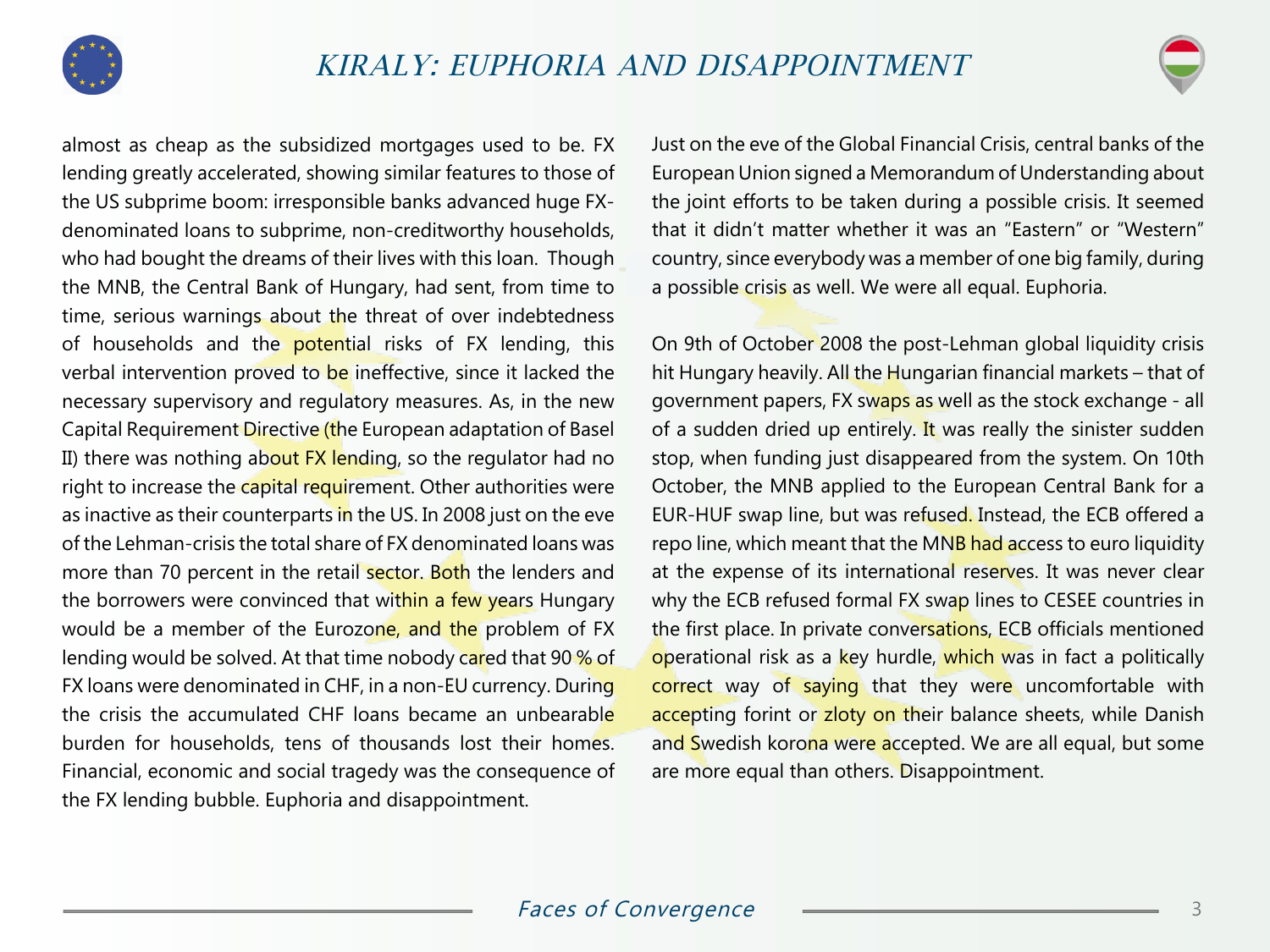almost as cheap as the subsidized mortgages used to be. FX lending greatly accelerated, showing similar features to those of the US subprime boom: irresponsible banks advanced huge FX-denominated loans to subprime, non-creditworthy households, who had bought the dreams of their lives with this loan. Though the MNB, the Central Bank of Hungary, had sent, from time to time, serious warnings about the threat of over indebtedness of households and the potential risks of FX lending, this verbal intervention proved to be ineffective, since it lacked the necessary supervisory and regulatory measures. As, in the new Capital Requirement Directive (the European adaptation of Basel II) there was nothing about FX lending, so the regulator had no right to increase the capital requirement. Other authorities were as inactive as their counterparts in the US. In 2008 just on the eve of the Lehman-crisis the total share of FX denominated loans was more than 70 percent in the retail sector. Both the lenders and the borrowers were convinced that within a few years Hungary would be a member of the Eurozone, and the problem of FX lending would be solved. At that time nobody cared that 90 % of FX loans were denominated in CHF, in a non-EU currency. During the crisis the accumulated CHF loans became an unbearable burden for households, tens of thousands lost their homes. Financial, economic and social tragedy was the consequence of the FX lending bubble. Euphoria and disappointment.

Just on the eve of the Global Financial Crisis, central banks of the European Union signed a Memorandum of Understanding about the joint efforts to be taken during a possible crisis. It seemed that it didn't matter whether it was an "Eastern" or "Western" country, since everybody was a member of one big family, during a possible crisis as well. We were all equal. Euphoria.

On 9th of October 2008 the post-Lehman global liquidity crisis hit Hungary heavily. All the Hungarian financial markets – that of government papers, FX swaps as well as the stock exchange - all of a sudden dried up entirely. It was really the sinister sudden stop, when funding just disappeared from the system. On 10th October, the MNB applied to the European Central Bank for a EUR-HUF swap line, but was refused. Instead, the ECB offered a repo line, which meant that the MNB had access to euro liquidity at the expense of its international reserves. It was never clear why the ECB refused formal FX swap lines to CESEE countries in the first place. In private conversations, ECB officials mentioned operational risk as a key hurdle, which was in fact a politically correct way of saying that they were uncomfortable with accepting forint or zloty on their balance sheets, while Danish and Swedish korona were accepted. We are all equal, but some are more equal than others. Disappointment.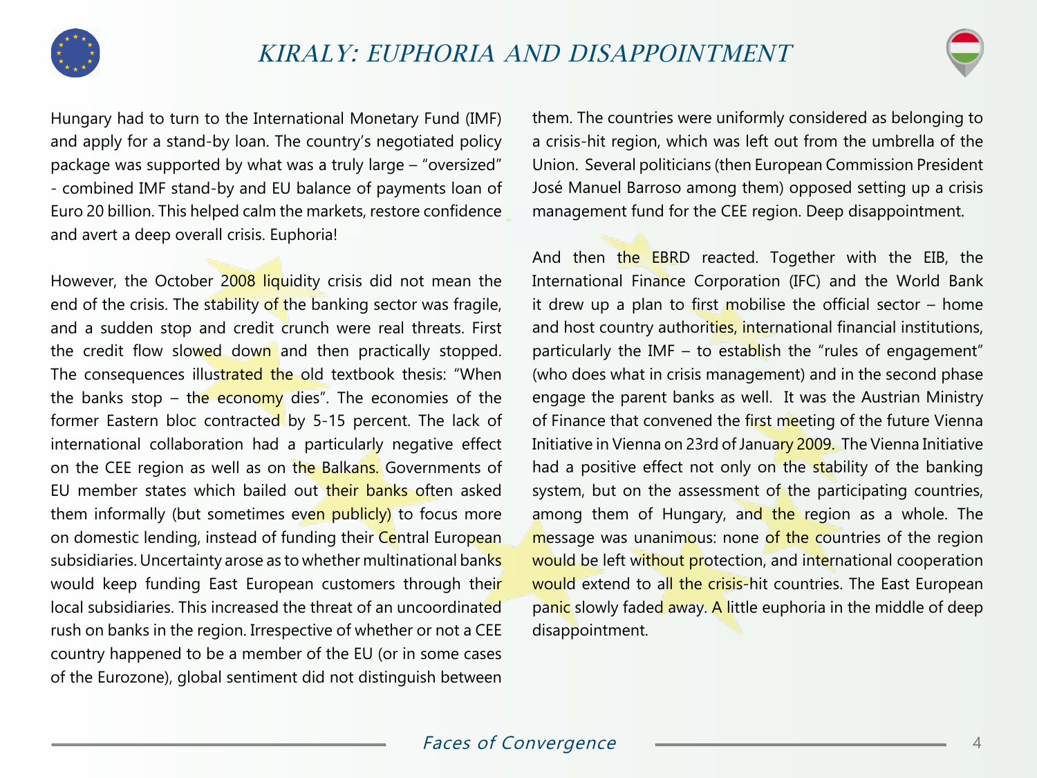Hungary had to turn to the International Monetary Fund (IMF) and apply for a stand-by loan. The country's negotiated policy package was supported by what was a truly large – "oversized" - combined IMF stand-by and EU balance of payments loan of Euro 20 billion. This helped calm the markets, restore confidence and avert a deep overall crisis. Euphoria!

However, the October 2008 liquidity crisis did not mean the end of the crisis. The stability of the banking sector was fragile, and a sudden stop and credit crunch were real threats. First the credit flow slowed down and then practically stopped. The consequences illustrated the old textbook thesis: "When the banks stop – the economy dies". The economies of the former Eastern bloc contracted by 5-15 percent. The lack of international collaboration had a particularly negative effect on the CEE region as well as on the Balkans. Governments of EU member states which bailed out their banks often asked them informally (but sometimes even publicly) to focus more on domestic lending, instead of funding their Central European subsidiaries. Uncertainty arose as to whether multinational banks would keep funding East European customers through their local subsidiaries. This increased the threat of an uncoordinated rush on banks in the region. Irrespective of whether or not a CEE country happened to be a member of the EU (or in some cases of the Eurozone), global sentiment did not distinguish between them. The countries were uniformly considered as belonging to a crisis-hit region, which was left out from the umbrella of the Union. Several politicians (then European Commission President José Manuel Barroso among them) opposed setting up a crisis management fund for the CEE region. Deep disappointment.

And then the EBRD reacted. Together with the EIB, the International Finance Corporation (IFC) and the World Bank it drew up a plan to first mobilise the official sector – home and host country authorities, international financial institutions, particularly the IMF – to establish the "rules of engagement" (who does what in crisis management) and in the second phase engage the parent banks as well. It was the Austrian Ministry of Finance that convened the first meeting of the future Vienna Initiative in Vienna on 23rd of January 2009. The Vienna Initiative had a positive effect not only on the stability of the banking system, but on the assessment of the participating countries, among them of Hungary, and the region as a whole. The message was unanimous: none of the countries of the region would be left without protection, and international cooperation would extend to all the crisis-hit countries. The East European panic slowly faded away. A little euphoria in the middle of deep disappointment.